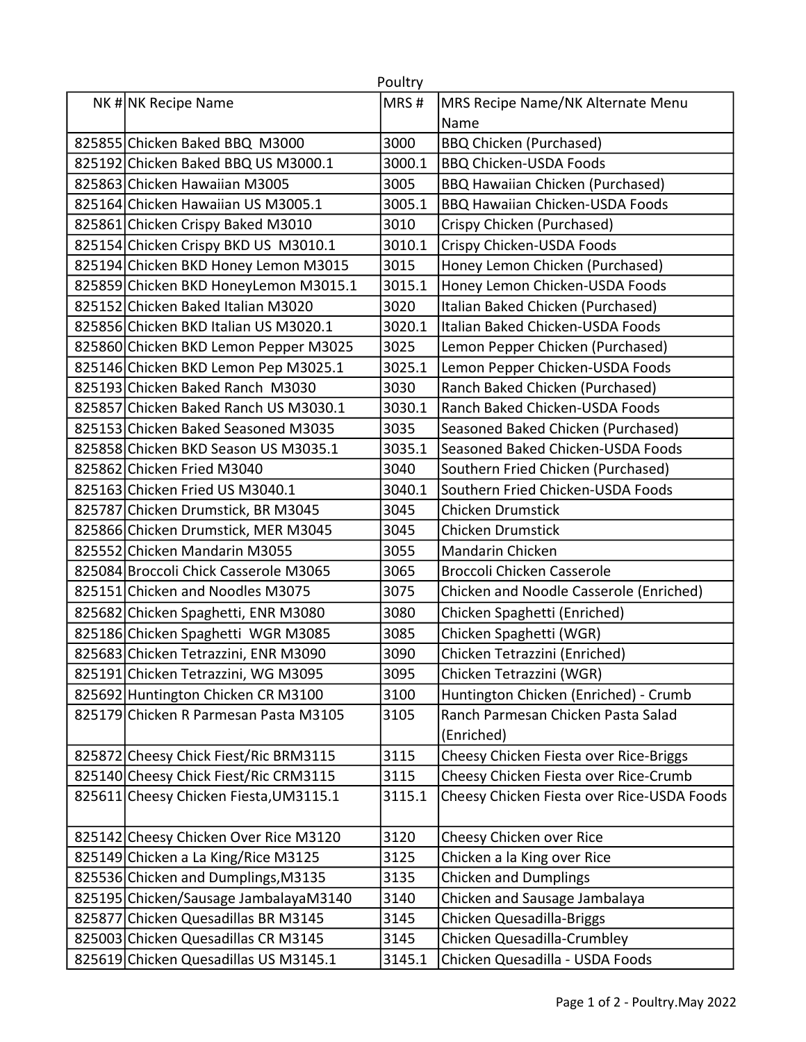# Poultry

| NK # | NK Recipe Name | MRS # | MRS Recipe Name/NK Alternate Menu Name |
|---|---|---|---|
| 825855 | Chicken Baked BBQ M3000 | 3000 | BBQ Chicken (Purchased) |
| 825192 | Chicken Baked BBQ US M3000.1 | 3000.1 | BBQ Chicken-USDA Foods |
| 825863 | Chicken Hawaiian M3005 | 3005 | BBQ Hawaiian Chicken (Purchased) |
| 825164 | Chicken Hawaiian US M3005.1 | 3005.1 | BBQ Hawaiian Chicken-USDA Foods |
| 825861 | Chicken Crispy Baked M3010 | 3010 | Crispy Chicken (Purchased) |
| 825154 | Chicken Crispy BKD US M3010.1 | 3010.1 | Crispy Chicken-USDA Foods |
| 825194 | Chicken BKD Honey Lemon M3015 | 3015 | Honey Lemon Chicken (Purchased) |
| 825859 | Chicken BKD HoneyLemon M3015.1 | 3015.1 | Honey Lemon Chicken-USDA Foods |
| 825152 | Chicken Baked Italian M3020 | 3020 | Italian Baked Chicken (Purchased) |
| 825856 | Chicken BKD Italian US M3020.1 | 3020.1 | Italian Baked Chicken-USDA Foods |
| 825860 | Chicken BKD Lemon Pepper M3025 | 3025 | Lemon Pepper Chicken (Purchased) |
| 825146 | Chicken BKD Lemon Pep M3025.1 | 3025.1 | Lemon Pepper Chicken-USDA Foods |
| 825193 | Chicken Baked Ranch M3030 | 3030 | Ranch Baked Chicken (Purchased) |
| 825857 | Chicken Baked Ranch US M3030.1 | 3030.1 | Ranch Baked Chicken-USDA Foods |
| 825153 | Chicken Baked Seasoned M3035 | 3035 | Seasoned Baked Chicken (Purchased) |
| 825858 | Chicken BKD Season US M3035.1 | 3035.1 | Seasoned Baked Chicken-USDA Foods |
| 825862 | Chicken Fried M3040 | 3040 | Southern Fried Chicken (Purchased) |
| 825163 | Chicken Fried US M3040.1 | 3040.1 | Southern Fried Chicken-USDA Foods |
| 825787 | Chicken Drumstick, BR M3045 | 3045 | Chicken Drumstick |
| 825866 | Chicken Drumstick, MER M3045 | 3045 | Chicken Drumstick |
| 825552 | Chicken Mandarin M3055 | 3055 | Mandarin Chicken |
| 825084 | Broccoli Chick Casserole M3065 | 3065 | Broccoli Chicken Casserole |
| 825151 | Chicken and Noodles M3075 | 3075 | Chicken and Noodle Casserole (Enriched) |
| 825682 | Chicken Spaghetti, ENR M3080 | 3080 | Chicken Spaghetti (Enriched) |
| 825186 | Chicken Spaghetti WGR M3085 | 3085 | Chicken Spaghetti (WGR) |
| 825683 | Chicken Tetrazzini, ENR M3090 | 3090 | Chicken Tetrazzini (Enriched) |
| 825191 | Chicken Tetrazzini, WG M3095 | 3095 | Chicken Tetrazzini (WGR) |
| 825692 | Huntington Chicken CR M3100 | 3100 | Huntington Chicken (Enriched) - Crumb |
| 825179 | Chicken R Parmesan Pasta M3105 | 3105 | Ranch Parmesan Chicken Pasta Salad (Enriched) |
| 825872 | Cheesy Chick Fiest/Ric BRM3115 | 3115 | Cheesy Chicken Fiesta over Rice-Briggs |
| 825140 | Cheesy Chick Fiest/Ric CRM3115 | 3115 | Cheesy Chicken Fiesta over Rice-Crumb |
| 825611 | Cheesy Chicken Fiesta,UM3115.1 | 3115.1 | Cheesy Chicken Fiesta over Rice-USDA Foods |
| 825142 | Cheesy Chicken Over Rice M3120 | 3120 | Cheesy Chicken over Rice |
| 825149 | Chicken a La King/Rice M3125 | 3125 | Chicken a la King over Rice |
| 825536 | Chicken and Dumplings,M3135 | 3135 | Chicken and Dumplings |
| 825195 | Chicken/Sausage JambalayaM3140 | 3140 | Chicken and Sausage Jambalaya |
| 825877 | Chicken Quesadillas BR M3145 | 3145 | Chicken Quesadilla-Briggs |
| 825003 | Chicken Quesadillas CR M3145 | 3145 | Chicken Quesadilla-Crumbley |
| 825619 | Chicken Quesadillas US M3145.1 | 3145.1 | Chicken Quesadilla - USDA Foods |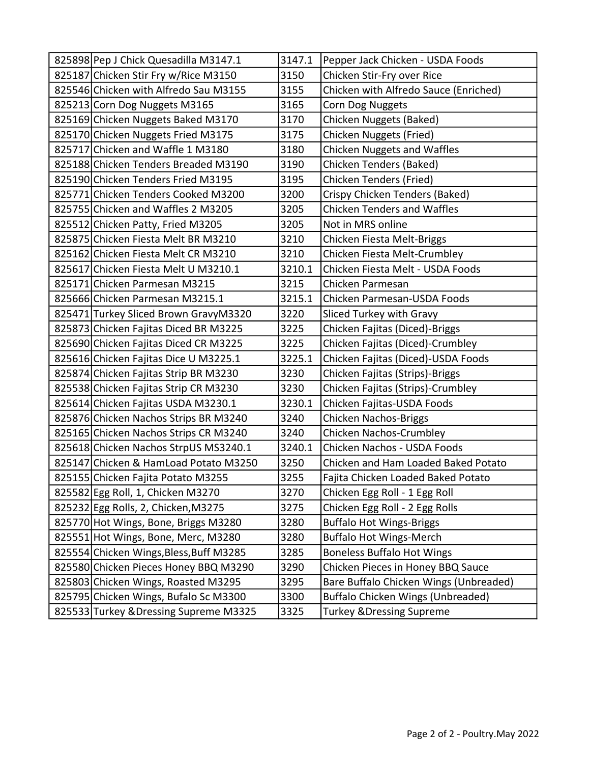| | | | |
|---|---|---|---|
| 825898 | Pep J Chick Quesadilla M3147.1 | 3147.1 | Pepper Jack Chicken - USDA Foods |
| 825187 | Chicken Stir Fry w/Rice M3150 | 3150 | Chicken Stir-Fry over Rice |
| 825546 | Chicken with Alfredo Sau M3155 | 3155 | Chicken with Alfredo Sauce (Enriched) |
| 825213 | Corn Dog Nuggets M3165 | 3165 | Corn Dog Nuggets |
| 825169 | Chicken Nuggets Baked M3170 | 3170 | Chicken Nuggets (Baked) |
| 825170 | Chicken Nuggets Fried M3175 | 3175 | Chicken Nuggets (Fried) |
| 825717 | Chicken and Waffle 1 M3180 | 3180 | Chicken Nuggets and Waffles |
| 825188 | Chicken Tenders Breaded M3190 | 3190 | Chicken Tenders (Baked) |
| 825190 | Chicken Tenders Fried M3195 | 3195 | Chicken Tenders (Fried) |
| 825771 | Chicken Tenders Cooked M3200 | 3200 | Crispy Chicken Tenders (Baked) |
| 825755 | Chicken and Waffles 2 M3205 | 3205 | Chicken Tenders and Waffles |
| 825512 | Chicken Patty, Fried M3205 | 3205 | Not in MRS online |
| 825875 | Chicken Fiesta Melt BR M3210 | 3210 | Chicken Fiesta Melt-Briggs |
| 825162 | Chicken Fiesta Melt CR M3210 | 3210 | Chicken Fiesta Melt-Crumbley |
| 825617 | Chicken Fiesta Melt U M3210.1 | 3210.1 | Chicken Fiesta Melt - USDA Foods |
| 825171 | Chicken Parmesan M3215 | 3215 | Chicken Parmesan |
| 825666 | Chicken Parmesan M3215.1 | 3215.1 | Chicken Parmesan-USDA Foods |
| 825471 | Turkey Sliced Brown GravyM3320 | 3220 | Sliced Turkey with Gravy |
| 825873 | Chicken Fajitas Diced BR M3225 | 3225 | Chicken Fajitas (Diced)-Briggs |
| 825690 | Chicken Fajitas Diced CR M3225 | 3225 | Chicken Fajitas (Diced)-Crumbley |
| 825616 | Chicken Fajitas Dice U M3225.1 | 3225.1 | Chicken Fajitas (Diced)-USDA Foods |
| 825874 | Chicken Fajitas Strip BR M3230 | 3230 | Chicken Fajitas (Strips)-Briggs |
| 825538 | Chicken Fajitas Strip CR M3230 | 3230 | Chicken Fajitas (Strips)-Crumbley |
| 825614 | Chicken Fajitas USDA M3230.1 | 3230.1 | Chicken Fajitas-USDA Foods |
| 825876 | Chicken Nachos Strips BR M3240 | 3240 | Chicken Nachos-Briggs |
| 825165 | Chicken Nachos Strips CR M3240 | 3240 | Chicken Nachos-Crumbley |
| 825618 | Chicken Nachos StrpUS MS3240.1 | 3240.1 | Chicken Nachos - USDA Foods |
| 825147 | Chicken & HamLoad Potato M3250 | 3250 | Chicken and Ham Loaded Baked Potato |
| 825155 | Chicken Fajita Potato M3255 | 3255 | Fajita Chicken Loaded Baked Potato |
| 825582 | Egg Roll, 1, Chicken M3270 | 3270 | Chicken Egg Roll - 1 Egg Roll |
| 825232 | Egg Rolls, 2, Chicken,M3275 | 3275 | Chicken Egg Roll - 2 Egg Rolls |
| 825770 | Hot Wings, Bone, Briggs M3280 | 3280 | Buffalo Hot Wings-Briggs |
| 825551 | Hot Wings, Bone, Merc, M3280 | 3280 | Buffalo Hot Wings-Merch |
| 825554 | Chicken Wings,Bless,Buff M3285 | 3285 | Boneless Buffalo Hot Wings |
| 825580 | Chicken Pieces Honey BBQ M3290 | 3290 | Chicken Pieces in Honey BBQ Sauce |
| 825803 | Chicken Wings, Roasted M3295 | 3295 | Bare Buffalo Chicken Wings (Unbreaded) |
| 825795 | Chicken Wings, Bufalo Sc M3300 | 3300 | Buffalo Chicken Wings (Unbreaded) |
| 825533 | Turkey &Dressing Supreme M3325 | 3325 | Turkey &Dressing Supreme |